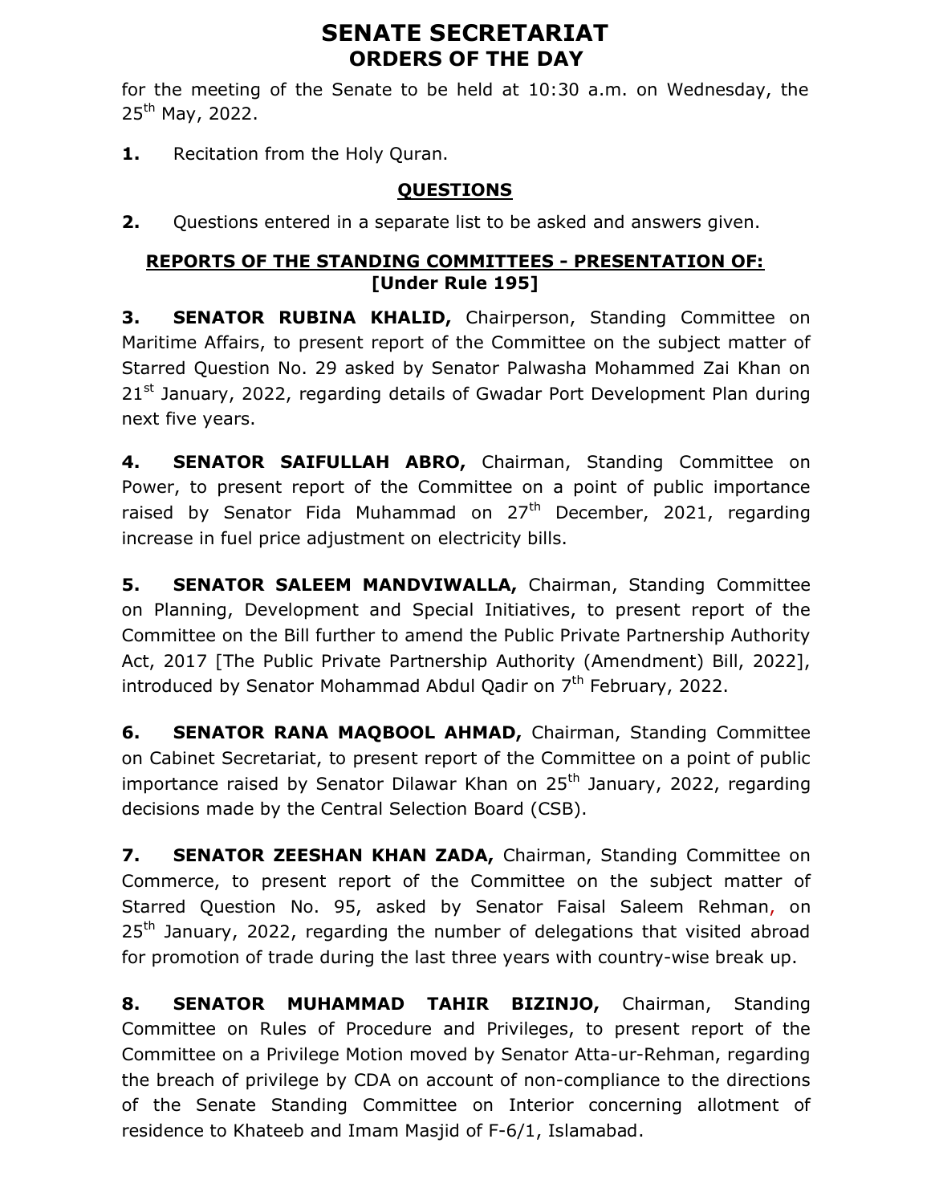# SENATE SECRETARIAT
## ORDERS OF THE DAY

for the meeting of the Senate to be held at 10:30 a.m. on Wednesday, the 25th May, 2022.

**1.** Recitation from the Holy Quran.

### QUESTIONS

**2.** Questions entered in a separate list to be asked and answers given.

### REPORTS OF THE STANDING COMMITTEES - PRESENTATION OF: [Under Rule 195]

**3. SENATOR RUBINA KHALID,** Chairperson, Standing Committee on Maritime Affairs, to present report of the Committee on the subject matter of Starred Question No. 29 asked by Senator Palwasha Mohammed Zai Khan on 21st January, 2022, regarding details of Gwadar Port Development Plan during next five years.

**4. SENATOR SAIFULLAH ABRO,** Chairman, Standing Committee on Power, to present report of the Committee on a point of public importance raised by Senator Fida Muhammad on 27th December, 2021, regarding increase in fuel price adjustment on electricity bills.

**5. SENATOR SALEEM MANDVIWALLA,** Chairman, Standing Committee on Planning, Development and Special Initiatives, to present report of the Committee on the Bill further to amend the Public Private Partnership Authority Act, 2017 [The Public Private Partnership Authority (Amendment) Bill, 2022], introduced by Senator Mohammad Abdul Qadir on 7th February, 2022.

**6. SENATOR RANA MAQBOOL AHMAD,** Chairman, Standing Committee on Cabinet Secretariat, to present report of the Committee on a point of public importance raised by Senator Dilawar Khan on 25th January, 2022, regarding decisions made by the Central Selection Board (CSB).

**7. SENATOR ZEESHAN KHAN ZADA,** Chairman, Standing Committee on Commerce, to present report of the Committee on the subject matter of Starred Question No. 95, asked by Senator Faisal Saleem Rehman, on 25th January, 2022, regarding the number of delegations that visited abroad for promotion of trade during the last three years with country-wise break up.

**8. SENATOR MUHAMMAD TAHIR BIZINJO,** Chairman, Standing Committee on Rules of Procedure and Privileges, to present report of the Committee on a Privilege Motion moved by Senator Atta-ur-Rehman, regarding the breach of privilege by CDA on account of non-compliance to the directions of the Senate Standing Committee on Interior concerning allotment of residence to Khateeb and Imam Masjid of F-6/1, Islamabad.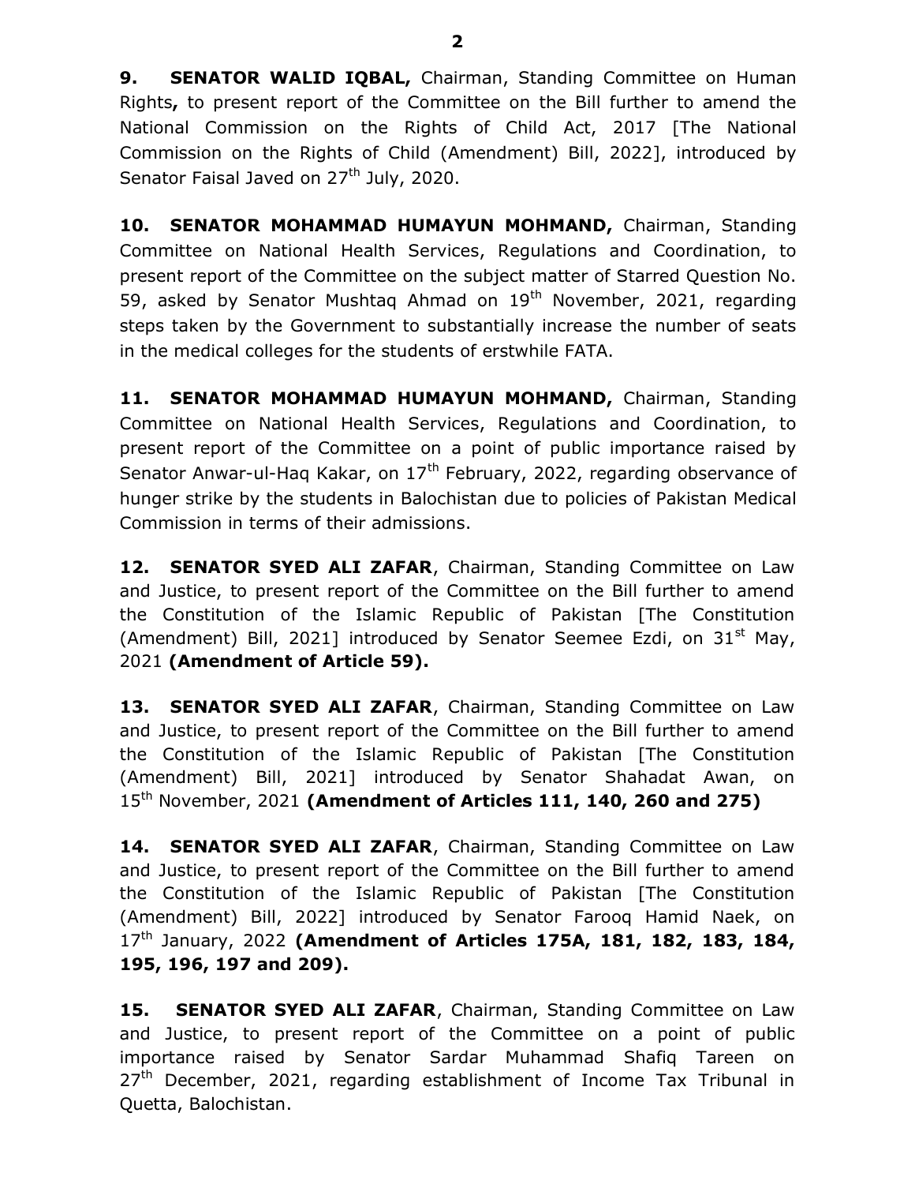**9. SENATOR WALID IQBAL,** Chairman, Standing Committee on Human Rights**,** to present report of the Committee on the Bill further to amend the National Commission on the Rights of Child Act, 2017 [The National Commission on the Rights of Child (Amendment) Bill, 2022], introduced by Senator Faisal Javed on 27th July, 2020.

**10. SENATOR MOHAMMAD HUMAYUN MOHMAND,** Chairman, Standing Committee on National Health Services, Regulations and Coordination, to present report of the Committee on the subject matter of Starred Question No. 59, asked by Senator Mushtaq Ahmad on 19th November, 2021, regarding steps taken by the Government to substantially increase the number of seats in the medical colleges for the students of erstwhile FATA.

**11. SENATOR MOHAMMAD HUMAYUN MOHMAND,** Chairman, Standing Committee on National Health Services, Regulations and Coordination, to present report of the Committee on a point of public importance raised by Senator Anwar-ul-Haq Kakar, on 17th February, 2022, regarding observance of hunger strike by the students in Balochistan due to policies of Pakistan Medical Commission in terms of their admissions.

**12. SENATOR SYED ALI ZAFAR**, Chairman, Standing Committee on Law and Justice, to present report of the Committee on the Bill further to amend the Constitution of the Islamic Republic of Pakistan [The Constitution (Amendment) Bill, 2021] introduced by Senator Seemee Ezdi, on 31st May, 2021 **(Amendment of Article 59).**

**13. SENATOR SYED ALI ZAFAR**, Chairman, Standing Committee on Law and Justice, to present report of the Committee on the Bill further to amend the Constitution of the Islamic Republic of Pakistan [The Constitution (Amendment) Bill, 2021] introduced by Senator Shahadat Awan, on 15th November, 2021 **(Amendment of Articles 111, 140, 260 and 275)**

**14. SENATOR SYED ALI ZAFAR**, Chairman, Standing Committee on Law and Justice, to present report of the Committee on the Bill further to amend the Constitution of the Islamic Republic of Pakistan [The Constitution (Amendment) Bill, 2022] introduced by Senator Farooq Hamid Naek, on 17th January, 2022 **(Amendment of Articles 175A, 181, 182, 183, 184, 195, 196, 197 and 209).**

**15. SENATOR SYED ALI ZAFAR**, Chairman, Standing Committee on Law and Justice, to present report of the Committee on a point of public importance raised by Senator Sardar Muhammad Shafiq Tareen on 27th December, 2021, regarding establishment of Income Tax Tribunal in Quetta, Balochistan.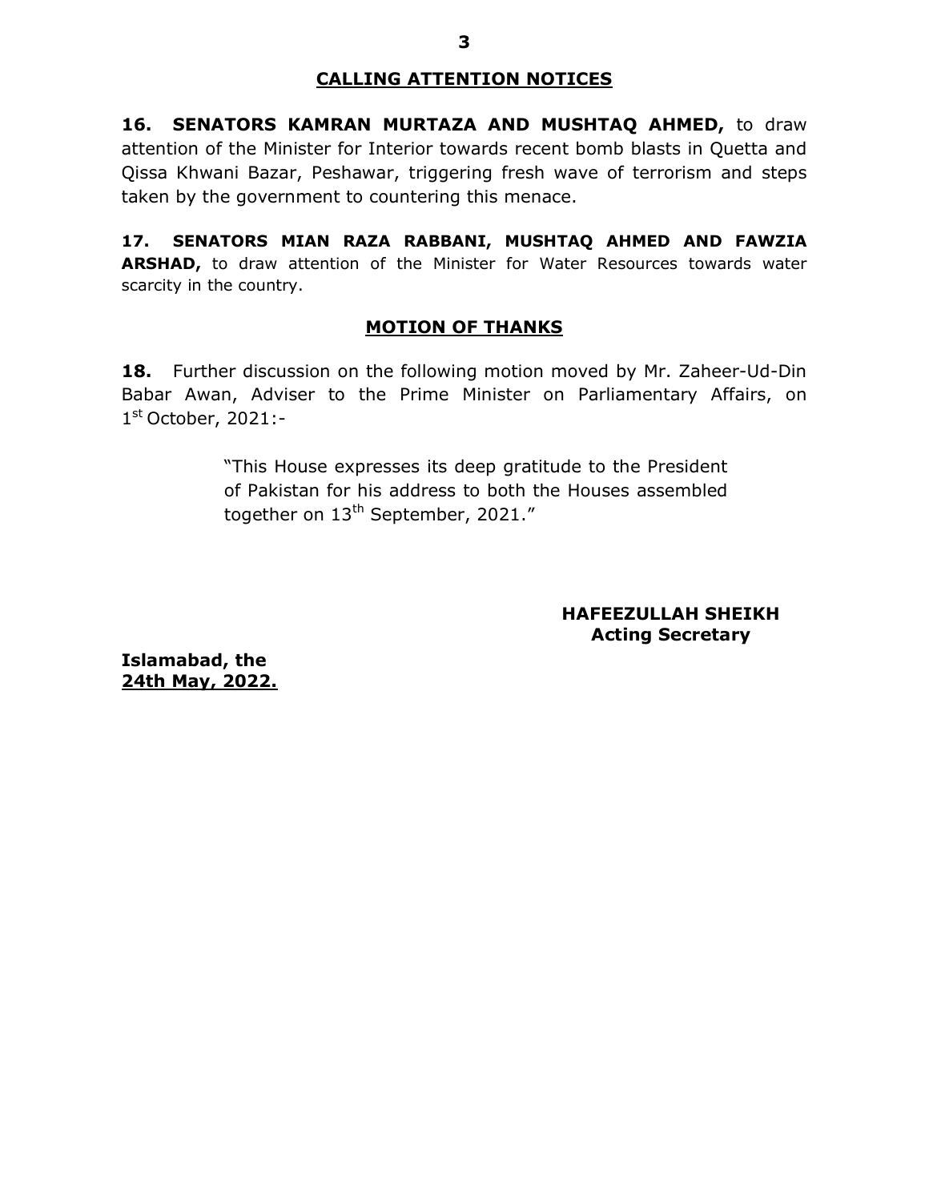## CALLING ATTENTION NOTICES

**16. SENATORS KAMRAN MURTAZA AND MUSHTAQ AHMED,** to draw attention of the Minister for Interior towards recent bomb blasts in Quetta and Qissa Khwani Bazar, Peshawar, triggering fresh wave of terrorism and steps taken by the government to countering this menace.

**17. SENATORS MIAN RAZA RABBANI, MUSHTAQ AHMED AND FAWZIA ARSHAD,** to draw attention of the Minister for Water Resources towards water scarcity in the country.

## MOTION OF THANKS

**18.** Further discussion on the following motion moved by Mr. Zaheer-Ud-Din Babar Awan, Adviser to the Prime Minister on Parliamentary Affairs, on 1st October, 2021:-

> "This House expresses its deep gratitude to the President of Pakistan for his address to both the Houses assembled together on 13th September, 2021."

**HAFEEZULLAH SHEIKH**
**Acting Secretary**

**Islamabad, the**
**24th May, 2022.**